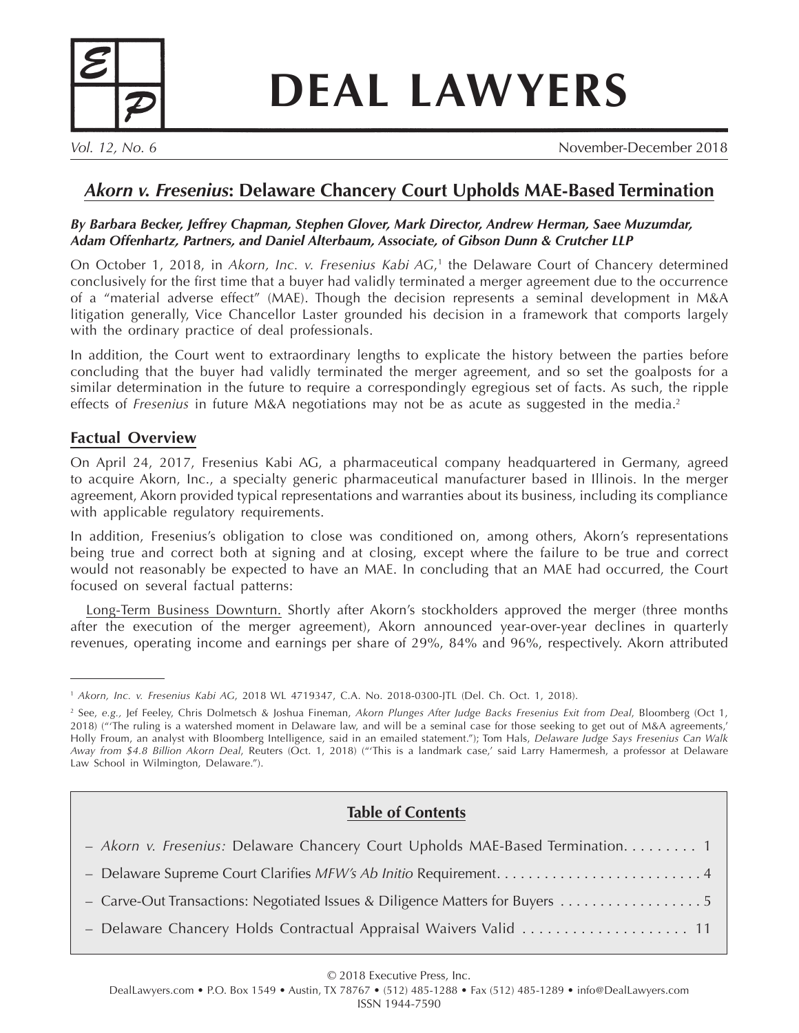# DEAL LAWYERS

*Vol. 12, No. 6* November-December 2018

## *Akorn v. Fresenius*: Delaware Chancery Court Upholds MAE-Based Termination

***By Barbara Becker, Jeffrey Chapman, Stephen Glover, Mark Director, Andrew Herman, Saee Muzumdar, Adam Offenhartz, Partners, and Daniel Alterbaum, Associate, of Gibson Dunn & Crutcher LLP***

On October 1, 2018, in *Akorn, Inc. v. Fresenius Kabi AG*,[1] the Delaware Court of Chancery determined conclusively for the first time that a buyer had validly terminated a merger agreement due to the occurrence of a "material adverse effect" (MAE). Though the decision represents a seminal development in M&A litigation generally, Vice Chancellor Laster grounded his decision in a framework that comports largely with the ordinary practice of deal professionals.

In addition, the Court went to extraordinary lengths to explicate the history between the parties before concluding that the buyer had validly terminated the merger agreement, and so set the goalposts for a similar determination in the future to require a correspondingly egregious set of facts. As such, the ripple effects of *Fresenius* in future M&A negotiations may not be as acute as suggested in the media.[2]

### Factual Overview

On April 24, 2017, Fresenius Kabi AG, a pharmaceutical company headquartered in Germany, agreed to acquire Akorn, Inc., a specialty generic pharmaceutical manufacturer based in Illinois. In the merger agreement, Akorn provided typical representations and warranties about its business, including its compliance with applicable regulatory requirements.

In addition, Fresenius's obligation to close was conditioned on, among others, Akorn's representations being true and correct both at signing and at closing, except where the failure to be true and correct would not reasonably be expected to have an MAE. In concluding that an MAE had occurred, the Court focused on several factual patterns:

Long-Term Business Downturn. Shortly after Akorn's stockholders approved the merger (three months after the execution of the merger agreement), Akorn announced year-over-year declines in quarterly revenues, operating income and earnings per share of 29%, 84% and 96%, respectively. Akorn attributed

---

[1] *Akorn, Inc. v. Fresenius Kabi AG*, 2018 WL 4719347, C.A. No. 2018-0300-JTL (Del. Ch. Oct. 1, 2018).

[2] See, *e.g.*, Jef Feeley, Chris Dolmetsch & Joshua Fineman, *Akorn Plunges After Judge Backs Fresenius Exit from Deal*, Bloomberg (Oct 1, 2018) ("'The ruling is a watershed moment in Delaware law, and will be a seminal case for those seeking to get out of M&A agreements,' Holly Froum, an analyst with Bloomberg Intelligence, said in an emailed statement."); Tom Hals, *Delaware Judge Says Fresenius Can Walk Away from $4.8 Billion Akorn Deal*, Reuters (Oct. 1, 2018) ("'This is a landmark case,' said Larry Hamermesh, a professor at Delaware Law School in Wilmington, Delaware.").

---

**Table of Contents**

- *Akorn v. Fresenius:* Delaware Chancery Court Upholds MAE-Based Termination. . . . . . . . . 1
- Delaware Supreme Court Clarifies *MFW's Ab Initio* Requirement. . . . . . . . . . . . . . . . . . . . . . . . . . 4
- Carve-Out Transactions: Negotiated Issues & Diligence Matters for Buyers . . . . . . . . . . . . . . . . . . 5
- Delaware Chancery Holds Contractual Appraisal Waivers Valid . . . . . . . . . . . . . . . . . . . . 11

---

© 2018 Executive Press, Inc.
DealLawyers.com • P.O. Box 1549 • Austin, TX 78767 • (512) 485-1288 • Fax (512) 485-1289 • info@DealLawyers.com
ISSN 1944-7590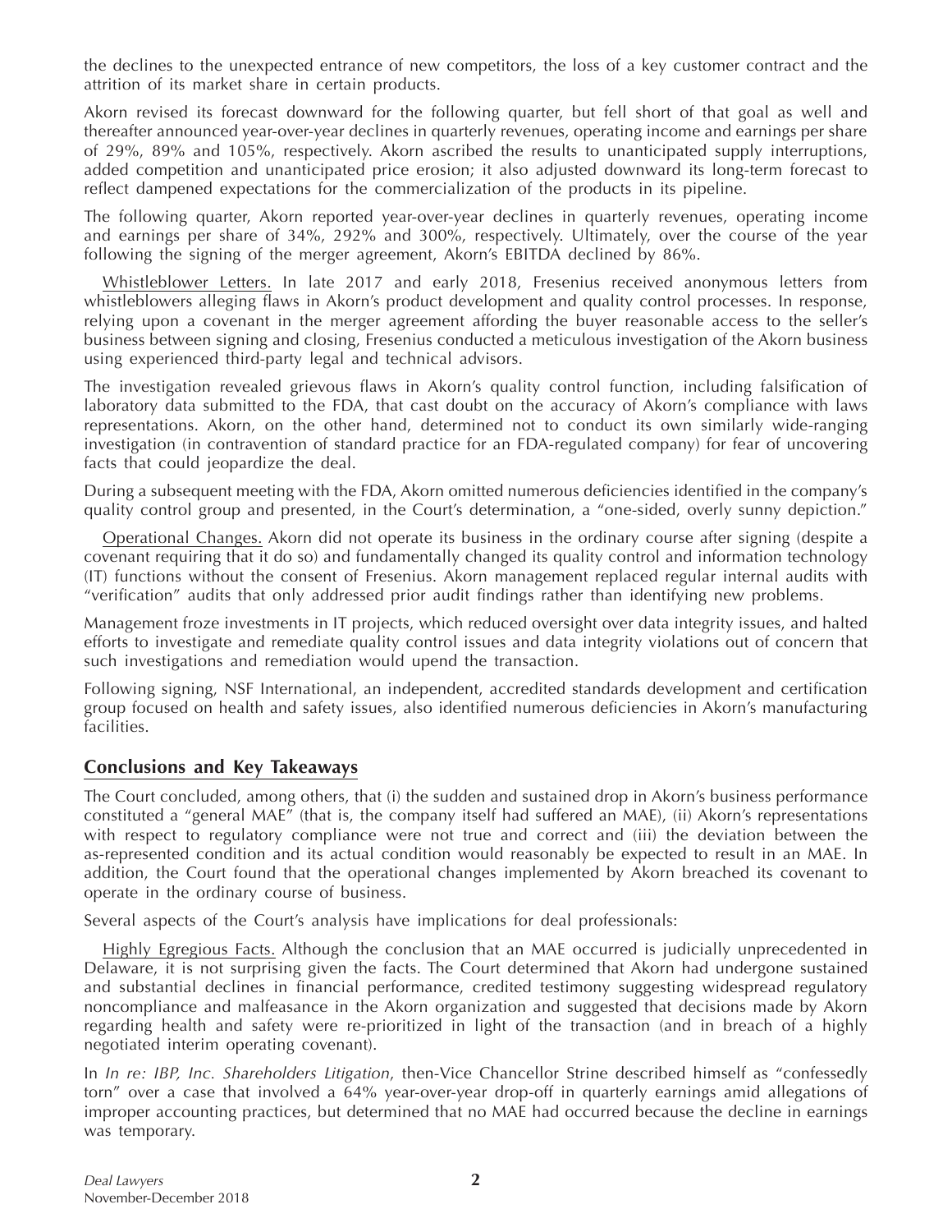the declines to the unexpected entrance of new competitors, the loss of a key customer contract and the attrition of its market share in certain products.

Akorn revised its forecast downward for the following quarter, but fell short of that goal as well and thereafter announced year-over-year declines in quarterly revenues, operating income and earnings per share of 29%, 89% and 105%, respectively. Akorn ascribed the results to unanticipated supply interruptions, added competition and unanticipated price erosion; it also adjusted downward its long-term forecast to reflect dampened expectations for the commercialization of the products in its pipeline.

The following quarter, Akorn reported year-over-year declines in quarterly revenues, operating income and earnings per share of 34%, 292% and 300%, respectively. Ultimately, over the course of the year following the signing of the merger agreement, Akorn's EBITDA declined by 86%.

Whistleblower Letters. In late 2017 and early 2018, Fresenius received anonymous letters from whistleblowers alleging flaws in Akorn's product development and quality control processes. In response, relying upon a covenant in the merger agreement affording the buyer reasonable access to the seller's business between signing and closing, Fresenius conducted a meticulous investigation of the Akorn business using experienced third-party legal and technical advisors.

The investigation revealed grievous flaws in Akorn's quality control function, including falsification of laboratory data submitted to the FDA, that cast doubt on the accuracy of Akorn's compliance with laws representations. Akorn, on the other hand, determined not to conduct its own similarly wide-ranging investigation (in contravention of standard practice for an FDA-regulated company) for fear of uncovering facts that could jeopardize the deal.

During a subsequent meeting with the FDA, Akorn omitted numerous deficiencies identified in the company's quality control group and presented, in the Court's determination, a "one-sided, overly sunny depiction."

Operational Changes. Akorn did not operate its business in the ordinary course after signing (despite a covenant requiring that it do so) and fundamentally changed its quality control and information technology (IT) functions without the consent of Fresenius. Akorn management replaced regular internal audits with "verification" audits that only addressed prior audit findings rather than identifying new problems.

Management froze investments in IT projects, which reduced oversight over data integrity issues, and halted efforts to investigate and remediate quality control issues and data integrity violations out of concern that such investigations and remediation would upend the transaction.

Following signing, NSF International, an independent, accredited standards development and certification group focused on health and safety issues, also identified numerous deficiencies in Akorn's manufacturing facilities.

## Conclusions and Key Takeaways

The Court concluded, among others, that (i) the sudden and sustained drop in Akorn's business performance constituted a "general MAE" (that is, the company itself had suffered an MAE), (ii) Akorn's representations with respect to regulatory compliance were not true and correct and (iii) the deviation between the as-represented condition and its actual condition would reasonably be expected to result in an MAE. In addition, the Court found that the operational changes implemented by Akorn breached its covenant to operate in the ordinary course of business.

Several aspects of the Court's analysis have implications for deal professionals:

Highly Egregious Facts. Although the conclusion that an MAE occurred is judicially unprecedented in Delaware, it is not surprising given the facts. The Court determined that Akorn had undergone sustained and substantial declines in financial performance, credited testimony suggesting widespread regulatory noncompliance and malfeasance in the Akorn organization and suggested that decisions made by Akorn regarding health and safety were re-prioritized in light of the transaction (and in breach of a highly negotiated interim operating covenant).

In *In re: IBP, Inc. Shareholders Litigation*, then-Vice Chancellor Strine described himself as "confessedly torn" over a case that involved a 64% year-over-year drop-off in quarterly earnings amid allegations of improper accounting practices, but determined that no MAE had occurred because the decline in earnings was temporary.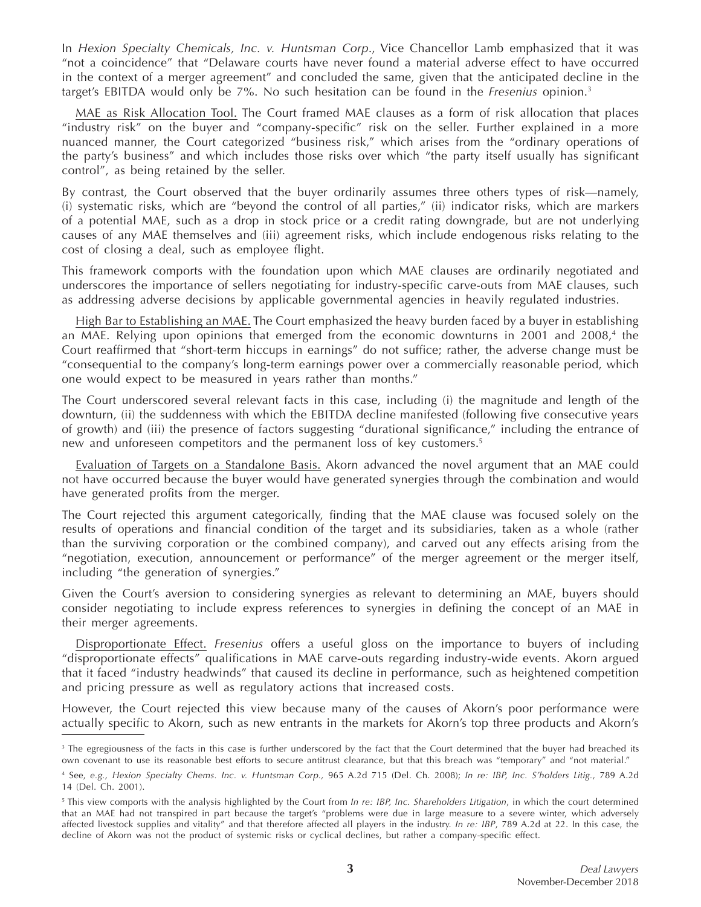In *Hexion Specialty Chemicals, Inc. v. Huntsman Corp.*, Vice Chancellor Lamb emphasized that it was "not a coincidence" that "Delaware courts have never found a material adverse effect to have occurred in the context of a merger agreement" and concluded the same, given that the anticipated decline in the target's EBITDA would only be 7%. No such hesitation can be found in the *Fresenius* opinion.[3]

MAE as Risk Allocation Tool. The Court framed MAE clauses as a form of risk allocation that places "industry risk" on the buyer and "company-specific" risk on the seller. Further explained in a more nuanced manner, the Court categorized "business risk," which arises from the "ordinary operations of the party's business" and which includes those risks over which "the party itself usually has significant control", as being retained by the seller.

By contrast, the Court observed that the buyer ordinarily assumes three others types of risk—namely, (i) systematic risks, which are "beyond the control of all parties," (ii) indicator risks, which are markers of a potential MAE, such as a drop in stock price or a credit rating downgrade, but are not underlying causes of any MAE themselves and (iii) agreement risks, which include endogenous risks relating to the cost of closing a deal, such as employee flight.

This framework comports with the foundation upon which MAE clauses are ordinarily negotiated and underscores the importance of sellers negotiating for industry-specific carve-outs from MAE clauses, such as addressing adverse decisions by applicable governmental agencies in heavily regulated industries.

High Bar to Establishing an MAE. The Court emphasized the heavy burden faced by a buyer in establishing an MAE. Relying upon opinions that emerged from the economic downturns in 2001 and 2008,[4] the Court reaffirmed that "short-term hiccups in earnings" do not suffice; rather, the adverse change must be "consequential to the company's long-term earnings power over a commercially reasonable period, which one would expect to be measured in years rather than months."

The Court underscored several relevant facts in this case, including (i) the magnitude and length of the downturn, (ii) the suddenness with which the EBITDA decline manifested (following five consecutive years of growth) and (iii) the presence of factors suggesting "durational significance," including the entrance of new and unforeseen competitors and the permanent loss of key customers.[5]

Evaluation of Targets on a Standalone Basis. Akorn advanced the novel argument that an MAE could not have occurred because the buyer would have generated synergies through the combination and would have generated profits from the merger.

The Court rejected this argument categorically, finding that the MAE clause was focused solely on the results of operations and financial condition of the target and its subsidiaries, taken as a whole (rather than the surviving corporation or the combined company), and carved out any effects arising from the "negotiation, execution, announcement or performance" of the merger agreement or the merger itself, including "the generation of synergies."

Given the Court's aversion to considering synergies as relevant to determining an MAE, buyers should consider negotiating to include express references to synergies in defining the concept of an MAE in their merger agreements.

Disproportionate Effect. *Fresenius* offers a useful gloss on the importance to buyers of including "disproportionate effects" qualifications in MAE carve-outs regarding industry-wide events. Akorn argued that it faced "industry headwinds" that caused its decline in performance, such as heightened competition and pricing pressure as well as regulatory actions that increased costs.

However, the Court rejected this view because many of the causes of Akorn's poor performance were actually specific to Akorn, such as new entrants in the markets for Akorn's top three products and Akorn's

---

[3] The egregiousness of the facts in this case is further underscored by the fact that the Court determined that the buyer had breached its own covenant to use its reasonable best efforts to secure antitrust clearance, but that this breach was "temporary" and "not material."

[4] See, *e.g.*, *Hexion Specialty Chems. Inc. v. Huntsman Corp.*, 965 A.2d 715 (Del. Ch. 2008); *In re: IBP, Inc. S'holders Litig.*, 789 A.2d 14 (Del. Ch. 2001).

[5] This view comports with the analysis highlighted by the Court from *In re: IBP, Inc. Shareholders Litigation*, in which the court determined that an MAE had not transpired in part because the target's "problems were due in large measure to a severe winter, which adversely affected livestock supplies and vitality" and that therefore affected all players in the industry. *In re: IBP*, 789 A.2d at 22. In this case, the decline of Akorn was not the product of systemic risks or cyclical declines, but rather a company-specific effect.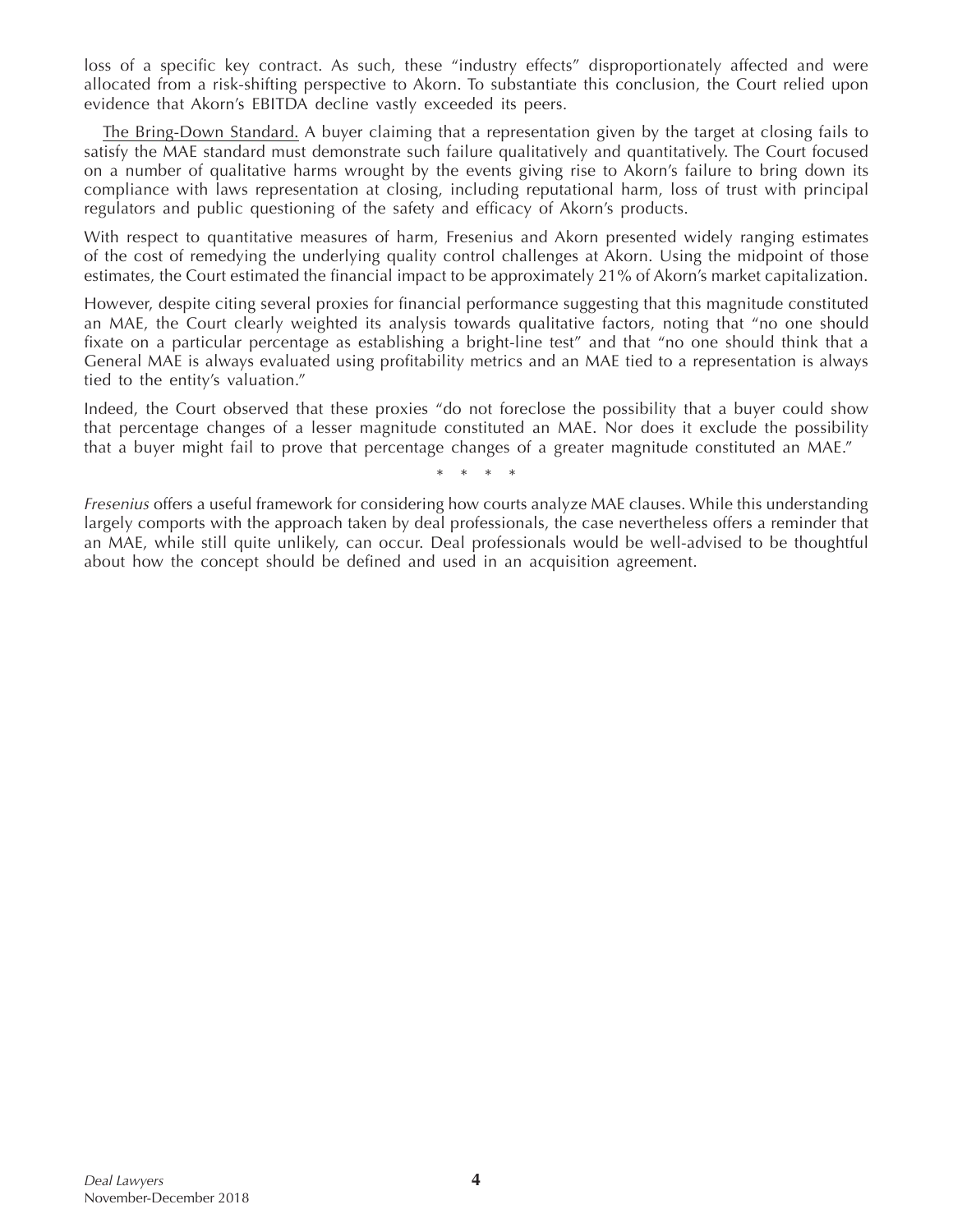loss of a specific key contract. As such, these "industry effects" disproportionately affected and were allocated from a risk-shifting perspective to Akorn. To substantiate this conclusion, the Court relied upon evidence that Akorn's EBITDA decline vastly exceeded its peers.

The Bring-Down Standard. A buyer claiming that a representation given by the target at closing fails to satisfy the MAE standard must demonstrate such failure qualitatively and quantitatively. The Court focused on a number of qualitative harms wrought by the events giving rise to Akorn's failure to bring down its compliance with laws representation at closing, including reputational harm, loss of trust with principal regulators and public questioning of the safety and efficacy of Akorn's products.

With respect to quantitative measures of harm, Fresenius and Akorn presented widely ranging estimates of the cost of remedying the underlying quality control challenges at Akorn. Using the midpoint of those estimates, the Court estimated the financial impact to be approximately 21% of Akorn's market capitalization.

However, despite citing several proxies for financial performance suggesting that this magnitude constituted an MAE, the Court clearly weighted its analysis towards qualitative factors, noting that "no one should fixate on a particular percentage as establishing a bright-line test" and that "no one should think that a General MAE is always evaluated using profitability metrics and an MAE tied to a representation is always tied to the entity's valuation."

Indeed, the Court observed that these proxies "do not foreclose the possibility that a buyer could show that percentage changes of a lesser magnitude constituted an MAE. Nor does it exclude the possibility that a buyer might fail to prove that percentage changes of a greater magnitude constituted an MAE."

\* \* \* \*

*Fresenius* offers a useful framework for considering how courts analyze MAE clauses. While this understanding largely comports with the approach taken by deal professionals, the case nevertheless offers a reminder that an MAE, while still quite unlikely, can occur. Deal professionals would be well-advised to be thoughtful about how the concept should be defined and used in an acquisition agreement.